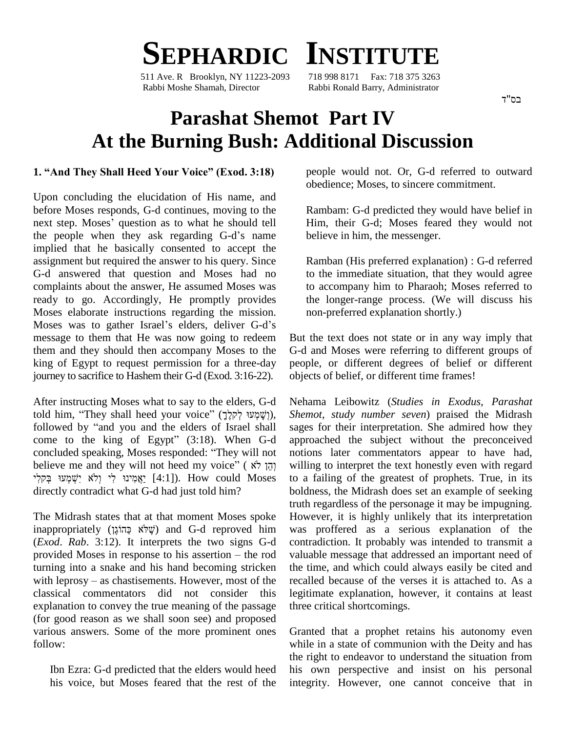# SEPHARDIC INSTITUTE

511 Ave. R Brooklyn, NY 11223-2093 718 998 8171 Fax: 718 375 3263
Rabbi Moshe Shamah, Director Rabbi Ronald Barry, Administrator

בס"ד

# Parashat Shemot Part IV
# At the Burning Bush: Additional Discussion

## 1. "And They Shall Heed Your Voice" (Exod. 3:18)

Upon concluding the elucidation of His name, and before Moses responds, G-d continues, moving to the next step. Moses' question as to what he should tell the people when they ask regarding G-d's name implied that he basically consented to accept the assignment but required the answer to his query. Since G-d answered that question and Moses had no complaints about the answer, He assumed Moses was ready to go. Accordingly, He promptly provides Moses elaborate instructions regarding the mission. Moses was to gather Israel's elders, deliver G-d's message to them that He was now going to redeem them and they should then accompany Moses to the king of Egypt to request permission for a three-day journey to sacrifice to Hashem their G-d (Exod. 3:16-22).

After instructing Moses what to say to the elders, G-d told him, "They shall heed your voice" (וְשָׁמְעוּ לְקֹלֶךָ), followed by "and you and the elders of Israel shall come to the king of Egypt" (3:18). When G-d concluded speaking, Moses responded: "They will not believe me and they will not heed my voice" (וְהֵן לֹא יַאֲמִינוּ לִי וְלֹא יִשְׁמְעוּ בְּקֹלִי [4:1]). How could Moses directly contradict what G-d had just told him?

The Midrash states that at that moment Moses spoke inappropriately (שֶׁלֹּא כַּהוֹגֶן) and G-d reproved him (*Exod. Rab*. 3:12). It interprets the two signs G-d provided Moses in response to his assertion – the rod turning into a snake and his hand becoming stricken with leprosy – as chastisements. However, most of the classical commentators did not consider this explanation to convey the true meaning of the passage (for good reason as we shall soon see) and proposed various answers. Some of the more prominent ones follow:

Ibn Ezra: G-d predicted that the elders would heed his voice, but Moses feared that the rest of the people would not. Or, G-d referred to outward obedience; Moses, to sincere commitment.

Rambam: G-d predicted they would have belief in Him, their G-d; Moses feared they would not believe in him, the messenger.

Ramban (His preferred explanation) : G-d referred to the immediate situation, that they would agree to accompany him to Pharaoh; Moses referred to the longer-range process. (We will discuss his non-preferred explanation shortly.)

But the text does not state or in any way imply that G-d and Moses were referring to different groups of people, or different degrees of belief or different objects of belief, or different time frames!

Nehama Leibowitz (*Studies in Exodus, Parashat Shemot, study number seven*) praised the Midrash sages for their interpretation. She admired how they approached the subject without the preconceived notions later commentators appear to have had, willing to interpret the text honestly even with regard to a failing of the greatest of prophets. True, in its boldness, the Midrash does set an example of seeking truth regardless of the personage it may be impugning. However, it is highly unlikely that its interpretation was proffered as a serious explanation of the contradiction. It probably was intended to transmit a valuable message that addressed an important need of the time, and which could always easily be cited and recalled because of the verses it is attached to. As a legitimate explanation, however, it contains at least three critical shortcomings.

Granted that a prophet retains his autonomy even while in a state of communion with the Deity and has the right to endeavor to understand the situation from his own perspective and insist on his personal integrity. However, one cannot conceive that in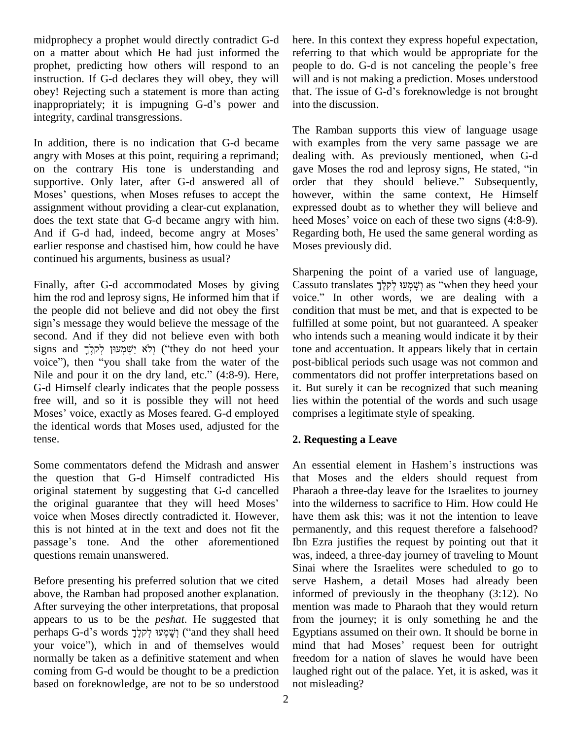midprophecy a prophet would directly contradict G-d on a matter about which He had just informed the prophet, predicting how others will respond to an instruction. If G-d declares they will obey, they will obey! Rejecting such a statement is more than acting inappropriately; it is impugning G-d's power and integrity, cardinal transgressions.

In addition, there is no indication that G-d became angry with Moses at this point, requiring a reprimand; on the contrary His tone is understanding and supportive. Only later, after G-d answered all of Moses' questions, when Moses refuses to accept the assignment without providing a clear-cut explanation, does the text state that G-d became angry with him. And if G-d had, indeed, become angry at Moses' earlier response and chastised him, how could he have continued his arguments, business as usual?

Finally, after G-d accommodated Moses by giving him the rod and leprosy signs, He informed him that if the people did not believe and did not obey the first sign's message they would believe the message of the second. And if they did not believe even with both signs and וְלֹא יִשְׁמְעוּן לְקֹלֶךָ ("they do not heed your voice"), then "you shall take from the water of the Nile and pour it on the dry land, etc." (4:8-9). Here, G-d Himself clearly indicates that the people possess free will, and so it is possible they will not heed Moses' voice, exactly as Moses feared. G-d employed the identical words that Moses used, adjusted for the tense.

Some commentators defend the Midrash and answer the question that G-d Himself contradicted His original statement by suggesting that G-d cancelled the original guarantee that they will heed Moses' voice when Moses directly contradicted it. However, this is not hinted at in the text and does not fit the passage's tone. And the other aforementioned questions remain unanswered.

Before presenting his preferred solution that we cited above, the Ramban had proposed another explanation. After surveying the other interpretations, that proposal appears to us to be the *peshat*. He suggested that perhaps G-d's words וְשָׁמְעוּ לְקֹלֶךָ ("and they shall heed your voice"), which in and of themselves would normally be taken as a definitive statement and when coming from G-d would be thought to be a prediction based on foreknowledge, are not to be so understood here. In this context they express hopeful expectation, referring to that which would be appropriate for the people to do. G-d is not canceling the people's free will and is not making a prediction. Moses understood that. The issue of G-d's foreknowledge is not brought into the discussion.

The Ramban supports this view of language usage with examples from the very same passage we are dealing with. As previously mentioned, when G-d gave Moses the rod and leprosy signs, He stated, "in order that they should believe." Subsequently, however, within the same context, He Himself expressed doubt as to whether they will believe and heed Moses' voice on each of these two signs (4:8-9). Regarding both, He used the same general wording as Moses previously did.

Sharpening the point of a varied use of language, Cassuto translates וְשָׁמְעוּ לְקֹלֶךָ as "when they heed your voice." In other words, we are dealing with a condition that must be met, and that is expected to be fulfilled at some point, but not guaranteed. A speaker who intends such a meaning would indicate it by their tone and accentuation. It appears likely that in certain post-biblical periods such usage was not common and commentators did not proffer interpretations based on it. But surely it can be recognized that such meaning lies within the potential of the words and such usage comprises a legitimate style of speaking.

## 2. Requesting a Leave

An essential element in Hashem's instructions was that Moses and the elders should request from Pharaoh a three-day leave for the Israelites to journey into the wilderness to sacrifice to Him. How could He have them ask this; was it not the intention to leave permanently, and this request therefore a falsehood? Ibn Ezra justifies the request by pointing out that it was, indeed, a three-day journey of traveling to Mount Sinai where the Israelites were scheduled to go to serve Hashem, a detail Moses had already been informed of previously in the theophany (3:12). No mention was made to Pharaoh that they would return from the journey; it is only something he and the Egyptians assumed on their own. It should be borne in mind that had Moses' request been for outright freedom for a nation of slaves he would have been laughed right out of the palace. Yet, it is asked, was it not misleading?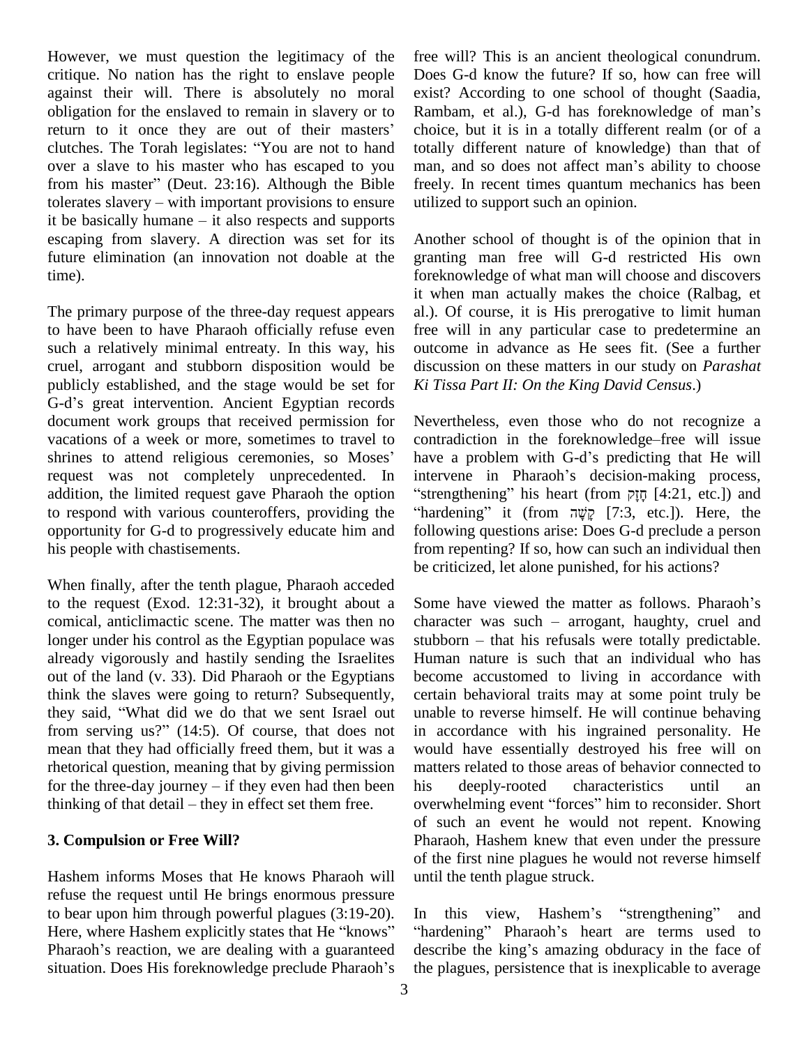However, we must question the legitimacy of the critique. No nation has the right to enslave people against their will. There is absolutely no moral obligation for the enslaved to remain in slavery or to return to it once they are out of their masters' clutches. The Torah legislates: "You are not to hand over a slave to his master who has escaped to you from his master" (Deut. 23:16). Although the Bible tolerates slavery – with important provisions to ensure it be basically humane – it also respects and supports escaping from slavery. A direction was set for its future elimination (an innovation not doable at the time).

The primary purpose of the three-day request appears to have been to have Pharaoh officially refuse even such a relatively minimal entreaty. In this way, his cruel, arrogant and stubborn disposition would be publicly established, and the stage would be set for G-d's great intervention. Ancient Egyptian records document work groups that received permission for vacations of a week or more, sometimes to travel to shrines to attend religious ceremonies, so Moses' request was not completely unprecedented. In addition, the limited request gave Pharaoh the option to respond with various counteroffers, providing the opportunity for G-d to progressively educate him and his people with chastisements.

When finally, after the tenth plague, Pharaoh acceded to the request (Exod. 12:31-32), it brought about a comical, anticlimactic scene. The matter was then no longer under his control as the Egyptian populace was already vigorously and hastily sending the Israelites out of the land (v. 33). Did Pharaoh or the Egyptians think the slaves were going to return? Subsequently, they said, "What did we do that we sent Israel out from serving us?" (14:5). Of course, that does not mean that they had officially freed them, but it was a rhetorical question, meaning that by giving permission for the three-day journey – if they even had then been thinking of that detail – they in effect set them free.

## 3. Compulsion or Free Will?

Hashem informs Moses that He knows Pharaoh will refuse the request until He brings enormous pressure to bear upon him through powerful plagues (3:19-20). Here, where Hashem explicitly states that He "knows" Pharaoh's reaction, we are dealing with a guaranteed situation. Does His foreknowledge preclude Pharaoh's free will? This is an ancient theological conundrum. Does G-d know the future? If so, how can free will exist? According to one school of thought (Saadia, Rambam, et al.), G-d has foreknowledge of man's choice, but it is in a totally different realm (or of a totally different nature of knowledge) than that of man, and so does not affect man's ability to choose freely. In recent times quantum mechanics has been utilized to support such an opinion.

Another school of thought is of the opinion that in granting man free will G-d restricted His own foreknowledge of what man will choose and discovers it when man actually makes the choice (Ralbag, et al.). Of course, it is His prerogative to limit human free will in any particular case to predetermine an outcome in advance as He sees fit. (See a further discussion on these matters in our study on *Parashat Ki Tissa Part II: On the King David Census*.)

Nevertheless, even those who do not recognize a contradiction in the foreknowledge–free will issue have a problem with G-d's predicting that He will intervene in Pharaoh's decision-making process, "strengthening" his heart (from חָזַק [4:21, etc.]) and "hardening" it (from קָשָׁה [7:3, etc.]). Here, the following questions arise: Does G-d preclude a person from repenting? If so, how can such an individual then be criticized, let alone punished, for his actions?

Some have viewed the matter as follows. Pharaoh's character was such – arrogant, haughty, cruel and stubborn – that his refusals were totally predictable. Human nature is such that an individual who has become accustomed to living in accordance with certain behavioral traits may at some point truly be unable to reverse himself. He will continue behaving in accordance with his ingrained personality. He would have essentially destroyed his free will on matters related to those areas of behavior connected to his deeply-rooted characteristics until an overwhelming event "forces" him to reconsider. Short of such an event he would not repent. Knowing Pharaoh, Hashem knew that even under the pressure of the first nine plagues he would not reverse himself until the tenth plague struck.

In this view, Hashem's "strengthening" and "hardening" Pharaoh's heart are terms used to describe the king's amazing obduracy in the face of the plagues, persistence that is inexplicable to average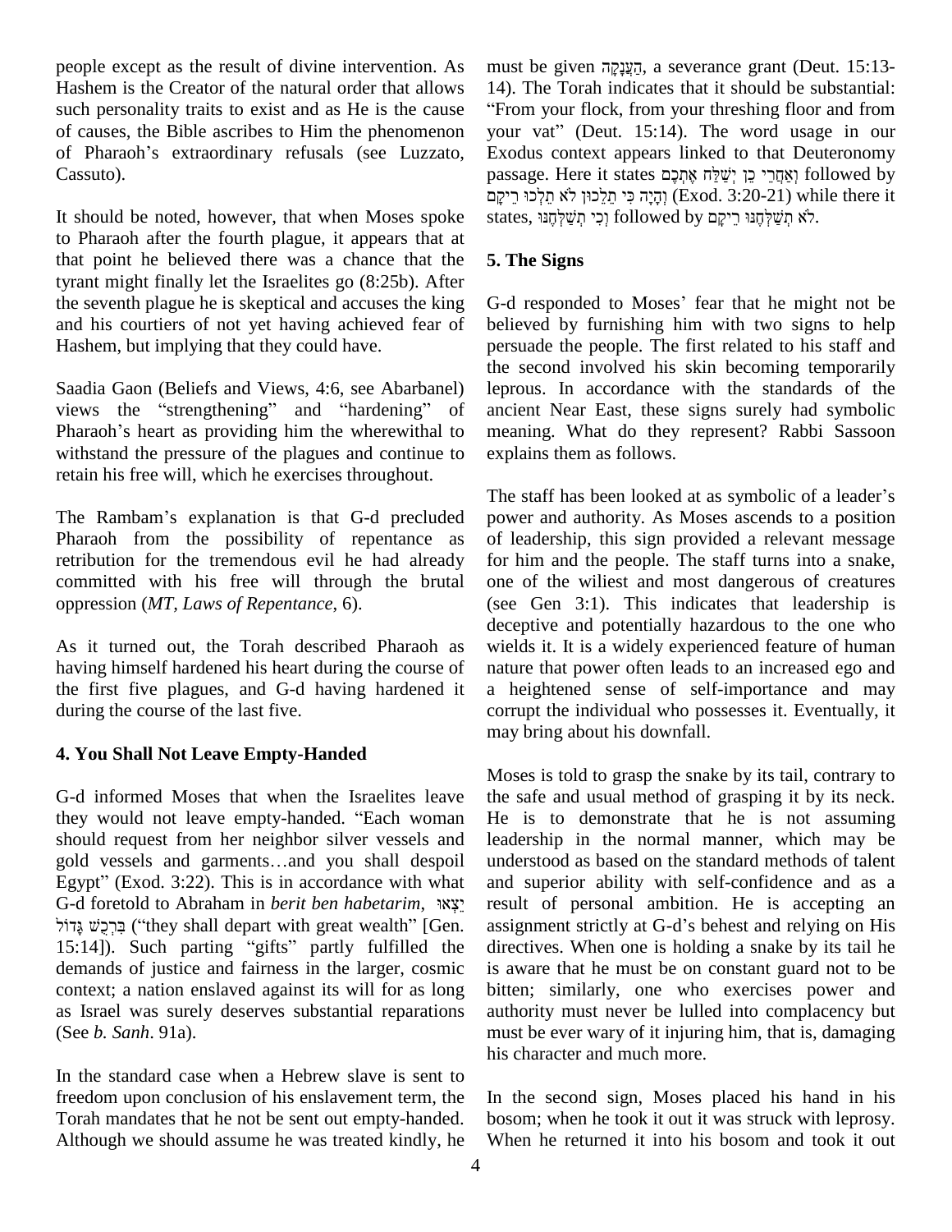people except as the result of divine intervention. As Hashem is the Creator of the natural order that allows such personality traits to exist and as He is the cause of causes, the Bible ascribes to Him the phenomenon of Pharaoh's extraordinary refusals (see Luzzato, Cassuto).

It should be noted, however, that when Moses spoke to Pharaoh after the fourth plague, it appears that at that point he believed there was a chance that the tyrant might finally let the Israelites go (8:25b). After the seventh plague he is skeptical and accuses the king and his courtiers of not yet having achieved fear of Hashem, but implying that they could have.

Saadia Gaon (Beliefs and Views, 4:6, see Abarbanel) views the "strengthening" and "hardening" of Pharaoh's heart as providing him the wherewithal to withstand the pressure of the plagues and continue to retain his free will, which he exercises throughout.

The Rambam's explanation is that G-d precluded Pharaoh from the possibility of repentance as retribution for the tremendous evil he had already committed with his free will through the brutal oppression (*MT, Laws of Repentance*, 6).

As it turned out, the Torah described Pharaoh as having himself hardened his heart during the course of the first five plagues, and G-d having hardened it during the course of the last five.

## 4. You Shall Not Leave Empty-Handed

G-d informed Moses that when the Israelites leave they would not leave empty-handed. "Each woman should request from her neighbor silver vessels and gold vessels and garments…and you shall despoil Egypt" (Exod. 3:22). This is in accordance with what G-d foretold to Abraham in *berit ben habetarim*, יֵצְאוּ בִּרְכֻשׁ גָּדוֹל ("they shall depart with great wealth" [Gen. 15:14]). Such parting "gifts" partly fulfilled the demands of justice and fairness in the larger, cosmic context; a nation enslaved against its will for as long as Israel was surely deserves substantial reparations (See *b. Sanh*. 91a).

In the standard case when a Hebrew slave is sent to freedom upon conclusion of his enslavement term, the Torah mandates that he not be sent out empty-handed. Although we should assume he was treated kindly, he must be given הַעֲנָקָה, a severance grant (Deut. 15:13-14). The Torah indicates that it should be substantial: "From your flock, from your threshing floor and from your vat" (Deut. 15:14). The word usage in our Exodus context appears linked to that Deuteronomy passage. Here it states וְאַחֲרֵי כֵן יְשַׁלַּח אֶתְכֶם followed by וְהָיָה כִּי תֵלֵכוּן לֹא תֵלְכוּ רֵיקָם (Exod. 3:20-21) while there it states, וְכִי תְשַׁלְּחֶנּוּ followed by לֹא תְשַׁלְּחֶנּוּ רֵיקָם.

## 5. The Signs

G-d responded to Moses' fear that he might not be believed by furnishing him with two signs to help persuade the people. The first related to his staff and the second involved his skin becoming temporarily leprous. In accordance with the standards of the ancient Near East, these signs surely had symbolic meaning. What do they represent? Rabbi Sassoon explains them as follows.

The staff has been looked at as symbolic of a leader's power and authority. As Moses ascends to a position of leadership, this sign provided a relevant message for him and the people. The staff turns into a snake, one of the wiliest and most dangerous of creatures (see Gen 3:1). This indicates that leadership is deceptive and potentially hazardous to the one who wields it. It is a widely experienced feature of human nature that power often leads to an increased ego and a heightened sense of self-importance and may corrupt the individual who possesses it. Eventually, it may bring about his downfall.

Moses is told to grasp the snake by its tail, contrary to the safe and usual method of grasping it by its neck. He is to demonstrate that he is not assuming leadership in the normal manner, which may be understood as based on the standard methods of talent and superior ability with self-confidence and as a result of personal ambition. He is accepting an assignment strictly at G-d's behest and relying on His directives. When one is holding a snake by its tail he is aware that he must be on constant guard not to be bitten; similarly, one who exercises power and authority must never be lulled into complacency but must be ever wary of it injuring him, that is, damaging his character and much more.

In the second sign, Moses placed his hand in his bosom; when he took it out it was struck with leprosy. When he returned it into his bosom and took it out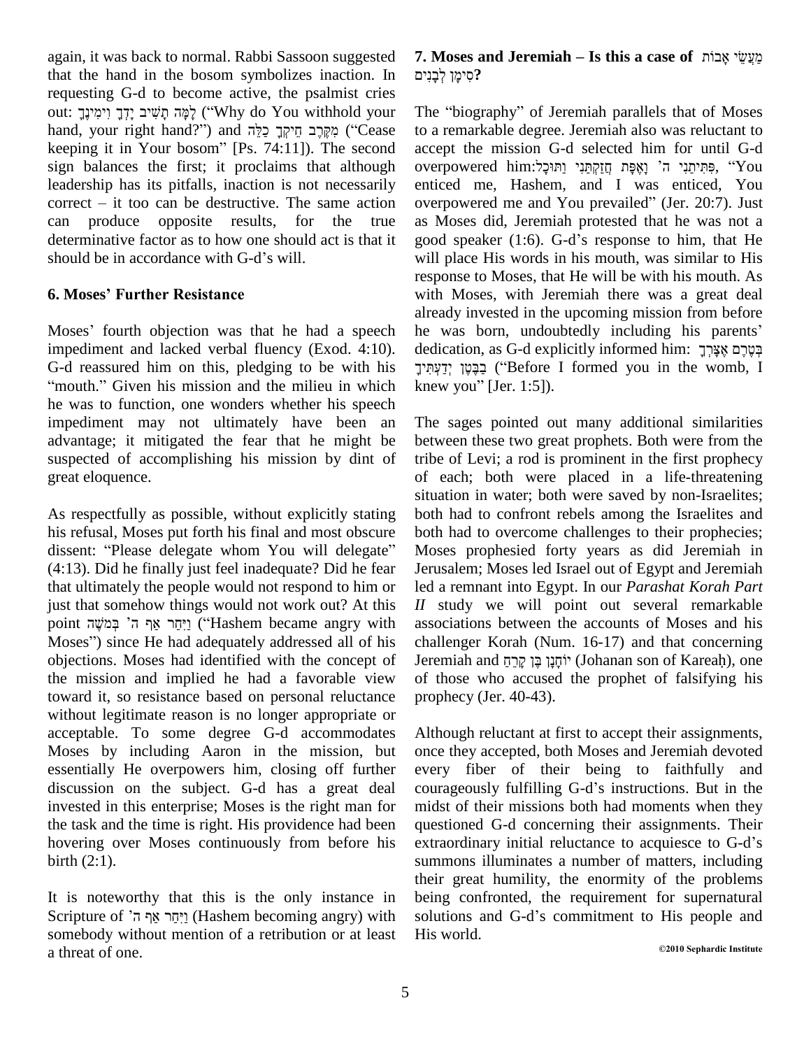again, it was back to normal. Rabbi Sassoon suggested that the hand in the bosom symbolizes inaction. In requesting G-d to become active, the psalmist cries out: לָמָּה תָשִׁיב יָדְךָ וִימִינֶךָ ("Why do You withhold your hand, your right hand?") and מִקֶּרֶב חֵיקְךָ כַלֵּה ("Cease keeping it in Your bosom" [Ps. 74:11]). The second sign balances the first; it proclaims that although leadership has its pitfalls, inaction is not necessarily correct – it too can be destructive. The same action can produce opposite results, for the true determinative factor as to how one should act is that it should be in accordance with G-d's will.

## 6. Moses' Further Resistance

Moses' fourth objection was that he had a speech impediment and lacked verbal fluency (Exod. 4:10). G-d reassured him on this, pledging to be with his "mouth." Given his mission and the milieu in which he was to function, one wonders whether his speech impediment may not ultimately have been an advantage; it mitigated the fear that he might be suspected of accomplishing his mission by dint of great eloquence.

As respectfully as possible, without explicitly stating his refusal, Moses put forth his final and most obscure dissent: "Please delegate whom You will delegate" (4:13). Did he finally just feel inadequate? Did he fear that ultimately the people would not respond to him or just that somehow things would not work out? At this point וַיִּחַר אַף ה' בְּמֹשֶׁה ("Hashem became angry with Moses") since He had adequately addressed all of his objections. Moses had identified with the concept of the mission and implied he had a favorable view toward it, so resistance based on personal reluctance without legitimate reason is no longer appropriate or acceptable. To some degree G-d accommodates Moses by including Aaron in the mission, but essentially He overpowers him, closing off further discussion on the subject. G-d has a great deal invested in this enterprise; Moses is the right man for the task and the time is right. His providence had been hovering over Moses continuously from before his birth (2:1).

It is noteworthy that this is the only instance in Scripture of וַיִּחַר אַף ה' (Hashem becoming angry) with somebody without mention of a retribution or at least a threat of one.

## 7. Moses and Jeremiah – Is this a case of מַעֲשֵׂי אָבוֹת סִימָן לְבָנִים?

The "biography" of Jeremiah parallels that of Moses to a remarkable degree. Jeremiah also was reluctant to accept the mission G-d selected him for until G-d overpowered him: פִּתִּיתַנִי ה' וָאֶפָּת חֲזַקְתַּנִי וַתּוּכָל, "You enticed me, Hashem, and I was enticed, You overpowered me and You prevailed" (Jer. 20:7). Just as Moses did, Jeremiah protested that he was not a good speaker (1:6). G-d's response to him, that He will place His words in his mouth, was similar to His response to Moses, that He will be with his mouth. As with Moses, with Jeremiah there was a great deal already invested in the upcoming mission from before he was born, undoubtedly including his parents' dedication, as G-d explicitly informed him: בְּטֶרֶם אֶצָּרְךָ בַבֶּטֶן יְדַעְתִּיךָ ("Before I formed you in the womb, I knew you" [Jer. 1:5]).

The sages pointed out many additional similarities between these two great prophets. Both were from the tribe of Levi; a rod is prominent in the first prophecy of each; both were placed in a life-threatening situation in water; both were saved by non-Israelites; both had to confront rebels among the Israelites and both had to overcome challenges to their prophecies; Moses prophesied forty years as did Jeremiah in Jerusalem; Moses led Israel out of Egypt and Jeremiah led a remnant into Egypt. In our *Parashat Korah Part II* study we will point out several remarkable associations between the accounts of Moses and his challenger Korah (Num. 16-17) and that concerning Jeremiah and יוֹחָנָן בֶּן קָרֵחַ (Johanan son of Kareaḥ), one of those who accused the prophet of falsifying his prophecy (Jer. 40-43).

Although reluctant at first to accept their assignments, once they accepted, both Moses and Jeremiah devoted every fiber of their being to faithfully and courageously fulfilling G-d's instructions. But in the midst of their missions both had moments when they questioned G-d concerning their assignments. Their extraordinary initial reluctance to acquiesce to G-d's summons illuminates a number of matters, including their great humility, the enormity of the problems being confronted, the requirement for supernatural solutions and G-d's commitment to His people and His world.

**©2010 Sephardic Institute**